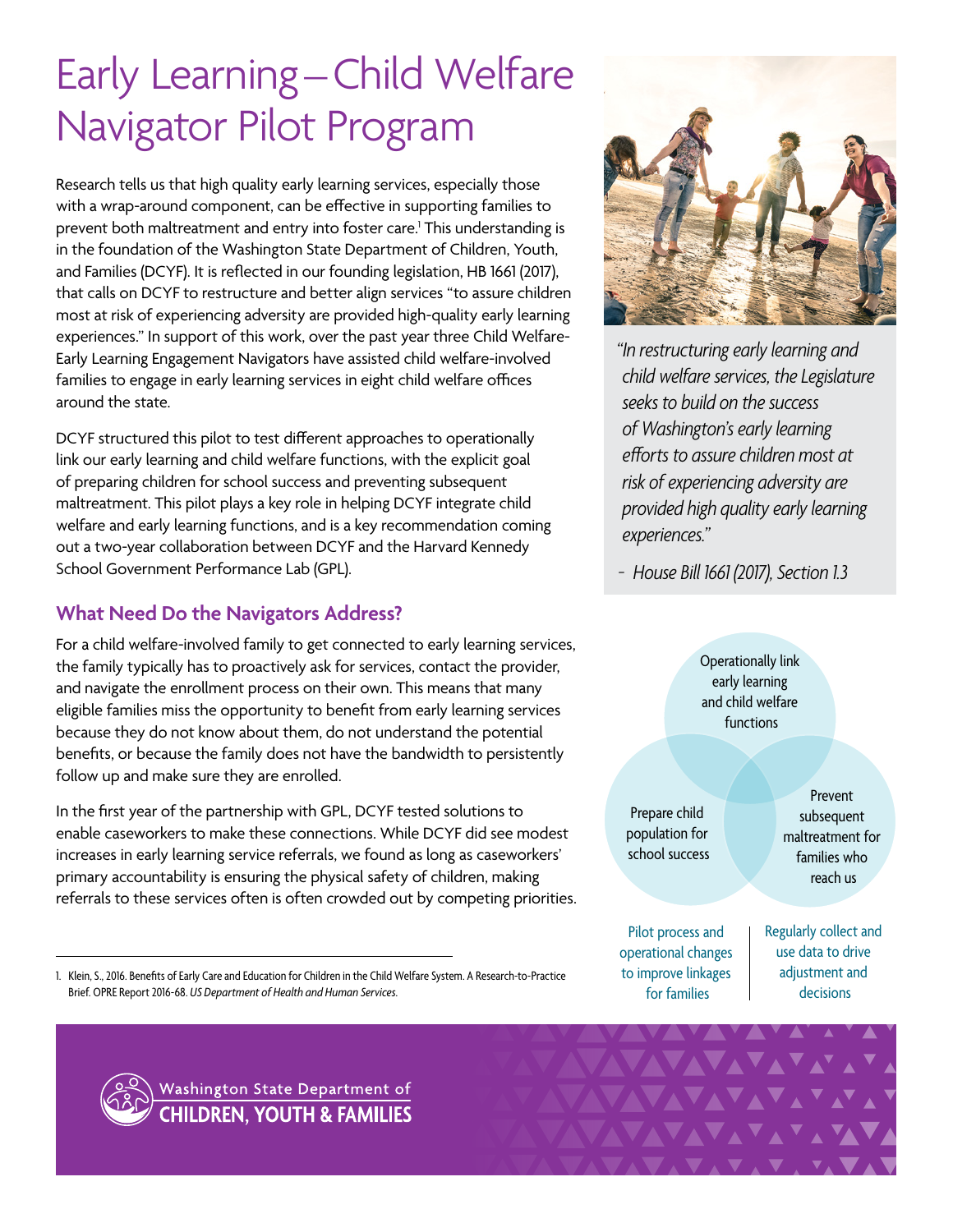# Early Learning – Child Welfare Navigator Pilot Program

Research tells us that high quality early learning services, especially those with a wrap-around component, can be effective in supporting families to prevent both maltreatment and entry into foster care.[1] This understanding is in the foundation of the Washington State Department of Children, Youth, and Families (DCYF). It is reflected in our founding legislation, HB 1661 (2017), that calls on DCYF to restructure and better align services "to assure children most at risk of experiencing adversity are provided high-quality early learning experiences." In support of this work, over the past year three Child Welfare-Early Learning Engagement Navigators have assisted child welfare-involved families to engage in early learning services in eight child welfare offices around the state.

DCYF structured this pilot to test different approaches to operationally link our early learning and child welfare functions, with the explicit goal of preparing children for school success and preventing subsequent maltreatment. This pilot plays a key role in helping DCYF integrate child welfare and early learning functions, and is a key recommendation coming out a two-year collaboration between DCYF and the Harvard Kennedy School Government Performance Lab (GPL).

> *"In restructuring early learning and child welfare services, the Legislature seeks to build on the success of Washington's early learning efforts to assure children most at risk of experiencing adversity are provided high quality early learning experiences."*
>
> *- House Bill 1661 (2017), Section 1.3*

## What Need Do the Navigators Address?

For a child welfare-involved family to get connected to early learning services, the family typically has to proactively ask for services, contact the provider, and navigate the enrollment process on their own. This means that many eligible families miss the opportunity to benefit from early learning services because they do not know about them, do not understand the potential benefits, or because the family does not have the bandwidth to persistently follow up and make sure they are enrolled.

In the first year of the partnership with GPL, DCYF tested solutions to enable caseworkers to make these connections. While DCYF did see modest increases in early learning service referrals, we found as long as caseworkers' primary accountability is ensuring the physical safety of children, making referrals to these services often is often crowded out by competing priorities.

- Operationally link early learning and child welfare functions
- Prepare child population for school success
- Prevent subsequent maltreatment for families who reach us

Pilot process and operational changes to improve linkages for families | Regularly collect and use data to drive adjustment and decisions

1. Klein, S., 2016. Benefits of Early Care and Education for Children in the Child Welfare System. A Research-to-Practice Brief. OPRE Report 2016-68. *US Department of Health and Human Services.*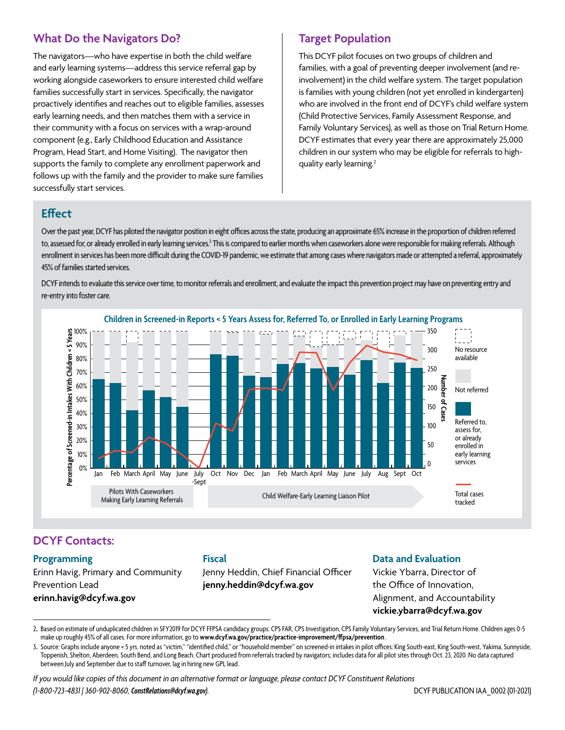## What Do the Navigators Do?

The navigators—who have expertise in both the child welfare and early learning systems—address this service referral gap by working alongside caseworkers to ensure interested child welfare families successfully start in services. Specifically, the navigator proactively identifies and reaches out to eligible families, assesses early learning needs, and then matches them with a service in their community with a focus on services with a wrap-around component (e.g., Early Childhood Education and Assistance Program, Head Start, and Home Visiting). The navigator then supports the family to complete any enrollment paperwork and follows up with the family and the provider to make sure families successfully start services.

## Target Population

This DCYF pilot focuses on two groups of children and families, with a goal of preventing deeper involvement (and re-involvement) in the child welfare system. The target population is families with young children (not yet enrolled in kindergarten) who are involved in the front end of DCYF's child welfare system (Child Protective Services, Family Assessment Response, and Family Voluntary Services), as well as those on Trial Return Home. DCYF estimates that every year there are approximately 25,000 children in our system who may be eligible for referrals to high-quality early learning.[2]

## Effect

Over the past year, DCYF has piloted the navigator position in eight offices across the state, producing an approximate 65% increase in the proportion of children referred to, assessed for, or already enrolled in early learning services.[3] This is compared to earlier months when caseworkers alone were responsible for making referrals. Although enrollment in services has been more difficult during the COVID-19 pandemic, we estimate that among cases where navigators made or attempted a referral, approximately 45% of families started services.

DCYF intends to evaluate this service over time, to monitor referrals and enrollment, and evaluate the impact this prevention project may have on preventing entry and re-entry into foster care.

**Children in Screened-in Reports < 5 Years Assess for, Referred To, or Enrolled in Early Learning Programs**

Percentage of Screened-in Intakes With Children < 5 Years

100%
90%
80%
70%
60%
50%
40%
30%
20%
10%
0%

Number of Cases

350
300
250
200
150
100
50
0

Jan Feb March April May June July -Sept Oct Nov Dec Jan Feb March April May June July Aug Sept Oct

Pilots With Caseworkers Making Early Learning Referrals

Child Welfare-Early Learning Liaison Pilot

No resource available

Not referred

Referred to, assess for, or already enrolled in early learning services

Total cases tracked

## DCYF Contacts:

### Programming

Erinn Havig, Primary and Community Prevention Lead
**erinn.havig@dcyf.wa.gov**

### Fiscal

Jenny Heddin, Chief Financial Officer
**jenny.heddin@dcyf.wa.gov**

### Data and Evaluation

Vickie Ybarra, Director of the Office of Innovation, Alignment, and Accountability
**vickie.ybarra@dcyf.wa.gov**

---

2. Based on estimate of unduplicated children in SFY2019 for DCYF FFPSA candidacy groups: CPS FAR, CPS Investigation, CPS Family Voluntary Services, and Trial Return Home. Children ages 0-5 make up roughly 45% of all cases. For more information, go to **www.dcyf.wa.gov/practice/practice-improvement/ffpsa/prevention**.

3. Source: Graphs include anyone < 5 yrs. noted as "victim," "identified child," or "household member" on screened-in intakes in pilot offices: King South-east, King South-west, Yakima, Sunnyside, Toppenish, Shelton, Aberdeen, South Bend, and Long Beach. Chart produced from referrals tracked by navigators; includes data for all pilot sites through Oct. 23, 2020. No data captured between July and September due to staff turnover, lag in hiring new GPL lead.

*If you would like copies of this document in an alternative format or language, please contact DCYF Constituent Relations (1-800-723-4831 | 360-902-8060, **ConstRelations@dcyf.wa.gov**).*

DCYF PUBLICATION IAA_0002 (01-2021)